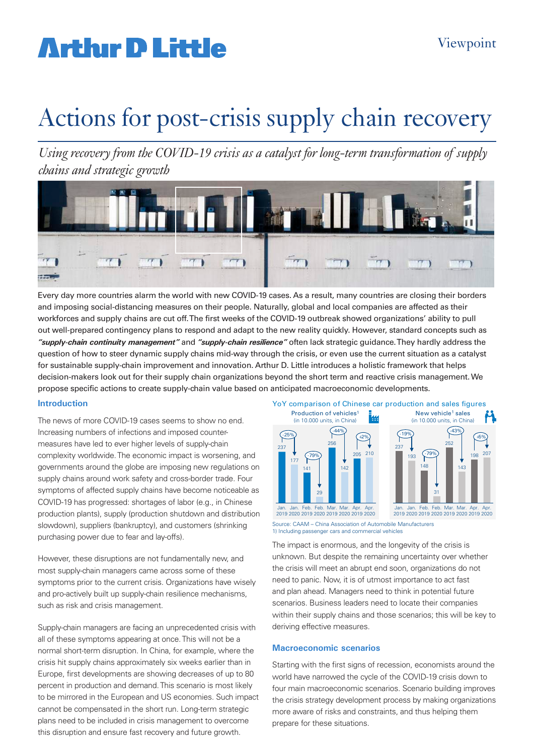Viewpoint

# Actions for post-crisis supply chain recovery

*Using recovery from the COVID-19 crisis as a catalyst for long-term transformation of supply chains and strategic growth*

Every day more countries alarm the world with new COVID-19 cases. As a result, many countries are closing their borders and imposing social-distancing measures on their people. Naturally, global and local companies are affected as their workforces and supply chains are cut off. The first weeks of the COVID-19 outbreak showed organizations' ability to pull out well-prepared contingency plans to respond and adapt to the new reality quickly. However, standard concepts such as ***"supply-chain continuity management"*** and ***"supply-chain resilience"*** often lack strategic guidance. They hardly address the question of how to steer dynamic supply chains mid-way through the crisis, or even use the current situation as a catalyst for sustainable supply-chain improvement and innovation. Arthur D. Little introduces a holistic framework that helps decision-makers look out for their supply chain organizations beyond the short term and reactive crisis management. We propose specific actions to create supply-chain value based on anticipated macroeconomic developments.

## Introduction

The news of more COVID-19 cases seems to show no end. Increasing numbers of infections and imposed counter-measures have led to ever higher levels of supply-chain complexity worldwide. The economic impact is worsening, and governments around the globe are imposing new regulations on supply chains around work safety and cross-border trade. Four symptoms of affected supply chains have become noticeable as COVID-19 has progressed: shortages of labor (e.g., in Chinese production plants), supply (production shutdown and distribution slowdown), suppliers (bankruptcy), and customers (shrinking purchasing power due to fear and lay-offs).

However, these disruptions are not fundamentally new, and most supply-chain managers came across some of these symptoms prior to the current crisis. Organizations have wisely and pro-actively built up supply-chain resilience mechanisms, such as risk and crisis management.

Supply-chain managers are facing an unprecedented crisis with all of these symptoms appearing at once. This will not be a normal short-term disruption. In China, for example, where the crisis hit supply chains approximately six weeks earlier than in Europe, first developments are showing decreases of up to 80 percent in production and demand. This scenario is most likely to be mirrored in the European and US economies. Such impact cannot be compensated in the short run. Long-term strategic plans need to be included in crisis management to overcome this disruption and ensure fast recovery and future growth.

**YoY comparison of Chinese car production and sales figures**

| | Production of vehicles[1] (in 10.000 units, in China) | New vehicle[1] sales (in 10.000 units, in China) |
|---|---|---|
| Jan. 2019 | 237 | 237 |
| Jan. 2020 | 177 (-25%) | 193 (-19%) |
| Feb. 2019 | 141 | 148 |
| Feb. 2020 | 29 (-79%) | 31 (-79%) |
| Mar. 2019 | 256 | 252 |
| Mar. 2020 | 142 (-44%) | 143 (-43%) |
| Apr. 2019 | 205 | 198 |
| Apr. 2020 | 210 (+2%) | 207 (+5%) |

Source: CAAM – China Association of Automobile Manufacturers
1) Including passenger cars and commercial vehicles

The impact is enormous, and the longevity of the crisis is unknown. But despite the remaining uncertainty over whether the crisis will meet an abrupt end soon, organizations do not need to panic. Now, it is of utmost importance to act fast and plan ahead. Managers need to think in potential future scenarios. Business leaders need to locate their companies within their supply chains and those scenarios; this will be key to deriving effective measures.

## Macroeconomic scenarios

Starting with the first signs of recession, economists around the world have narrowed the cycle of the COVID-19 crisis down to four main macroeconomic scenarios. Scenario building improves the crisis strategy development process by making organizations more aware of risks and constraints, and thus helping them prepare for these situations.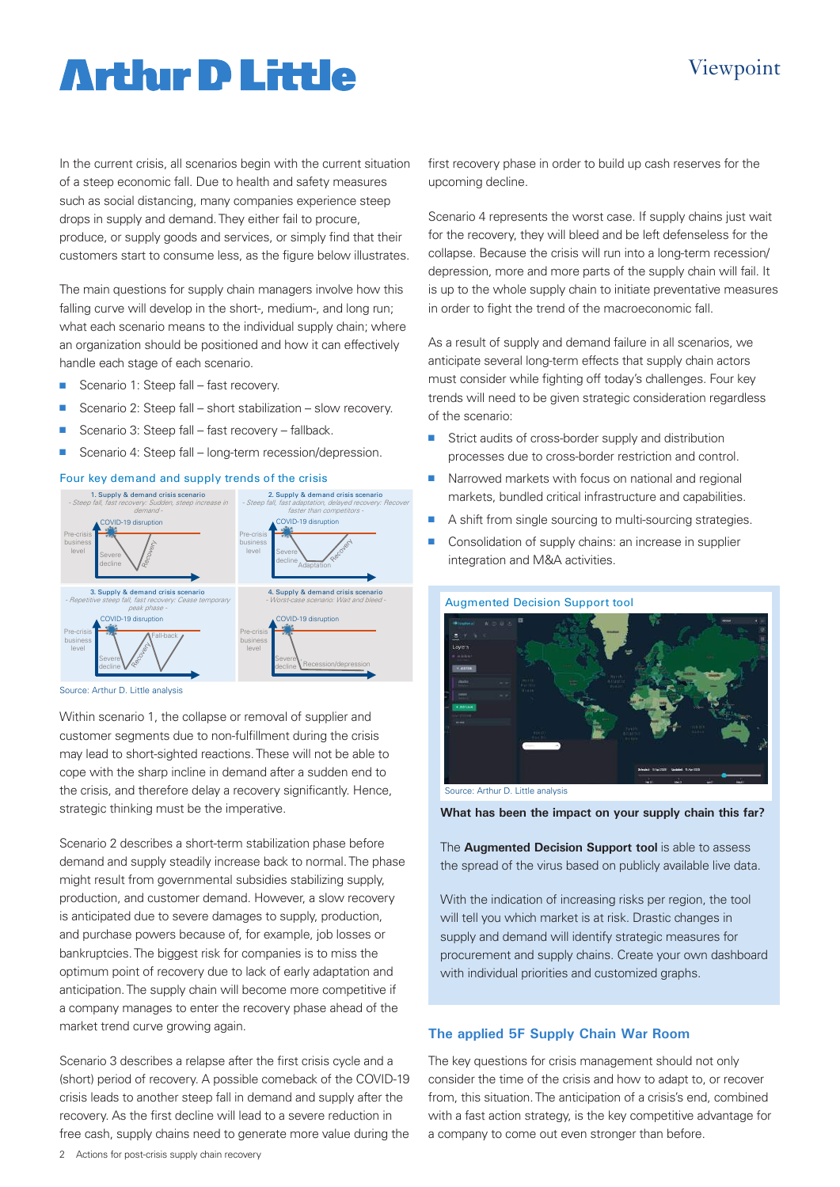In the current crisis, all scenarios begin with the current situation of a steep economic fall. Due to health and safety measures such as social distancing, many companies experience steep drops in supply and demand. They either fail to procure, produce, or supply goods and services, or simply find that their customers start to consume less, as the figure below illustrates.

The main questions for supply chain managers involve how this falling curve will develop in the short-, medium-, and long run; what each scenario means to the individual supply chain; where an organization should be positioned and how it can effectively handle each stage of each scenario.

- Scenario 1: Steep fall – fast recovery.
- Scenario 2: Steep fall – short stabilization – slow recovery.
- Scenario 3: Steep fall – fast recovery – fallback.
- Scenario 4: Steep fall – long-term recession/depression.

Four key demand and supply trends of the crisis

1. Supply & demand crisis scenario - Steep fall, fast recovery: Sudden, steep increase in demand -

COVID-19 disruption; Pre-crisis business level; Severe decline; Recovery

2. Supply & demand crisis scenario - Steep fall, fast adaptation, delayed recovery: Recover faster than competitors -

COVID-19 disruption; Pre-crisis business level; Severe decline; Adaptation; Recovery

3. Supply & demand crisis scenario - Repetitive steep fall, fast recovery: Cease temporary peak phase -

COVID-19 disruption; Pre-crisis business level; Severe decline; Recovery; Fall-back

4. Supply & demand crisis scenario - Worst-case scenario: Wait and bleed -

COVID-19 disruption; Pre-crisis business level; Severe decline; Recession/depression

Source: Arthur D. Little analysis

Within scenario 1, the collapse or removal of supplier and customer segments due to non-fulfillment during the crisis may lead to short-sighted reactions. These will not be able to cope with the sharp incline in demand after a sudden end to the crisis, and therefore delay a recovery significantly. Hence, strategic thinking must be the imperative.

Scenario 2 describes a short-term stabilization phase before demand and supply steadily increase back to normal. The phase might result from governmental subsidies stabilizing supply, production, and customer demand. However, a slow recovery is anticipated due to severe damages to supply, production, and purchase powers because of, for example, job losses or bankruptcies. The biggest risk for companies is to miss the optimum point of recovery due to lack of early adaptation and anticipation. The supply chain will become more competitive if a company manages to enter the recovery phase ahead of the market trend curve growing again.

Scenario 3 describes a relapse after the first crisis cycle and a (short) period of recovery. A possible comeback of the COVID-19 crisis leads to another steep fall in demand and supply after the recovery. As the first decline will lead to a severe reduction in free cash, supply chains need to generate more value during the first recovery phase in order to build up cash reserves for the upcoming decline.

Scenario 4 represents the worst case. If supply chains just wait for the recovery, they will bleed and be left defenseless for the collapse. Because the crisis will run into a long-term recession/depression, more and more parts of the supply chain will fail. It is up to the whole supply chain to initiate preventative measures in order to fight the trend of the macroeconomic fall.

As a result of supply and demand failure in all scenarios, we anticipate several long-term effects that supply chain actors must consider while fighting off today's challenges. Four key trends will need to be given strategic consideration regardless of the scenario:

- Strict audits of cross-border supply and distribution processes due to cross-border restriction and control.
- Narrowed markets with focus on national and regional markets, bundled critical infrastructure and capabilities.
- A shift from single sourcing to multi-sourcing strategies.
- Consolidation of supply chains: an increase in supplier integration and M&A activities.

Augmented Decision Support tool

Source: Arthur D. Little analysis

**What has been the impact on your supply chain this far?**

The **Augmented Decision Support tool** is able to assess the spread of the virus based on publicly available live data.

With the indication of increasing risks per region, the tool will tell you which market is at risk. Drastic changes in supply and demand will identify strategic measures for procurement and supply chains. Create your own dashboard with individual priorities and customized graphs.

## The applied 5F Supply Chain War Room

The key questions for crisis management should not only consider the time of the crisis and how to adapt to, or recover from, this situation. The anticipation of a crisis's end, combined with a fast action strategy, is the key competitive advantage for a company to come out even stronger than before.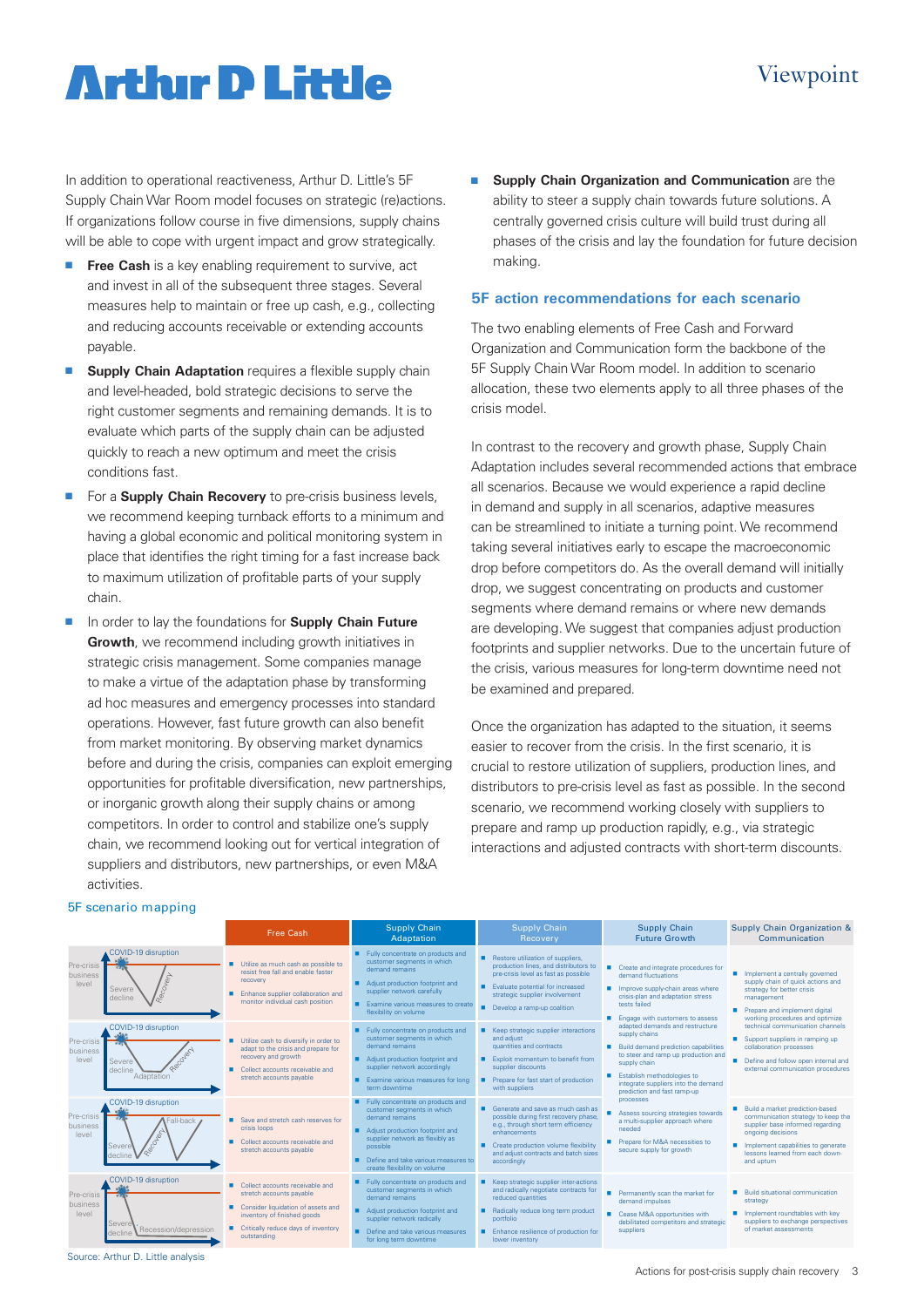In addition to operational reactiveness, Arthur D. Little's 5F Supply Chain War Room model focuses on strategic (re)actions. If organizations follow course in five dimensions, supply chains will be able to cope with urgent impact and grow strategically.

- **Free Cash** is a key enabling requirement to survive, act and invest in all of the subsequent three stages. Several measures help to maintain or free up cash, e.g., collecting and reducing accounts receivable or extending accounts payable.
- **Supply Chain Adaptation** requires a flexible supply chain and level-headed, bold strategic decisions to serve the right customer segments and remaining demands. It is to evaluate which parts of the supply chain can be adjusted quickly to reach a new optimum and meet the crisis conditions fast.
- For a **Supply Chain Recovery** to pre-crisis business levels, we recommend keeping turnback efforts to a minimum and having a global economic and political monitoring system in place that identifies the right timing for a fast increase back to maximum utilization of profitable parts of your supply chain.
- In order to lay the foundations for **Supply Chain Future Growth**, we recommend including growth initiatives in strategic crisis management. Some companies manage to make a virtue of the adaptation phase by transforming ad hoc measures and emergency processes into standard operations. However, fast future growth can also benefit from market monitoring. By observing market dynamics before and during the crisis, companies can exploit emerging opportunities for profitable diversification, new partnerships, or inorganic growth along their supply chains or among competitors. In order to control and stabilize one's supply chain, we recommend looking out for vertical integration of suppliers and distributors, new partnerships, or even M&A activities.
- **Supply Chain Organization and Communication** are the ability to steer a supply chain towards future solutions. A centrally governed crisis culture will build trust during all phases of the crisis and lay the foundation for future decision making.

## 5F action recommendations for each scenario

The two enabling elements of Free Cash and Forward Organization and Communication form the backbone of the 5F Supply Chain War Room model. In addition to scenario allocation, these two elements apply to all three phases of the crisis model.

In contrast to the recovery and growth phase, Supply Chain Adaptation includes several recommended actions that embrace all scenarios. Because we would experience a rapid decline in demand and supply in all scenarios, adaptive measures can be streamlined to initiate a turning point. We recommend taking several initiatives early to escape the macroeconomic drop before competitors do. As the overall demand will initially drop, we suggest concentrating on products and customer segments where demand remains or where new demands are developing. We suggest that companies adjust production footprints and supplier networks. Due to the uncertain future of the crisis, various measures for long-term downtime need not be examined and prepared.

Once the organization has adapted to the situation, it seems easier to recover from the crisis. In the first scenario, it is crucial to restore utilization of suppliers, production lines, and distributors to pre-crisis level as fast as possible. In the second scenario, we recommend working closely with suppliers to prepare and ramp up production rapidly, e.g., via strategic interactions and adjusted contracts with short-term discounts.

**5F scenario mapping**

| Scenario | Free Cash | Supply Chain Adaptation | Supply Chain Recovery | Supply Chain Future Growth | Supply Chain Organization & Communication |
|---|---|---|---|---|---|
| COVID-19 disruption; Pre-crisis business level; Severe decline; Recovery | ▪ Utilize as much cash as possible to resist free fall and enable faster recovery<br>▪ Enhance supplier collaboration and monitor individual cash position | ▪ Fully concentrate on products and customer segments in which demand remains<br>▪ Adjust production footprint and supplier network carefully<br>▪ Examine various measures to create flexibility on volume | ▪ Restore utilization of suppliers, production lines, and distributors to pre-crisis level as fast as possible<br>▪ Evaluate potential for increased strategic supplier involvement<br>▪ Develop a ramp-up coalition | ▪ Create and integrate procedures for demand fluctuations<br>▪ Improve supply-chain areas where crisis-plan and adaptation stress tests failed<br>▪ Engage with customers to assess adapted demands and restructure supply chains<br>▪ Build demand prediction capabilities to steer and ramp up production and supply chain<br>▪ Establish methodologies to integrate suppliers into the demand prediction and fast ramp-up processes | ▪ Implement a centrally governed supply chain of quick actions and strategy for better crisis management<br>▪ Prepare and implement digital working procedures and optimize technical communication channels<br>▪ Support suppliers in ramping up collaboration processes<br>▪ Define and follow open internal and external communication procedures |
| COVID-19 disruption; Pre-crisis business level; Severe decline; Adaptation; Recovery | ▪ Utilize cash to diversify in order to adapt to the crisis and prepare for recovery and growth<br>▪ Collect accounts receivable and stretch accounts payable | ▪ Fully concentrate on products and customer segments in which demand remains<br>▪ Adjust production footprint and supplier network accordingly<br>▪ Examine various measures for long term downtime | ▪ Keep strategic supplier interactions and adjust quantities and contracts<br>▪ Exploit momentum to benefit from supplier discounts<br>▪ Prepare for fast start of production with suppliers | | |
| COVID-19 disruption; Pre-crisis business level; Severe decline; Fall-back; Recovery | ▪ Save and stretch cash reserves for crisis loops<br>▪ Collect accounts receivable and stretch accounts payable | ▪ Fully concentrate on products and customer segments in which demand remains<br>▪ Adjust production footprint and supplier network as flexibly as possible<br>▪ Define and take various measures to create flexibility on volume | ▪ Generate and save as much cash as possible during first recovery phase, e.g., through short term efficiency enhancements<br>▪ Create production volume flexibility and adjust contracts and batch sizes accordingly | ▪ Assess sourcing strategies towards a multi-supplier approach where needed<br>▪ Prepare for M&A necessities to secure supply for growth | ▪ Build a market prediction-based communication strategy to keep the supplier base informed regarding ongoing decisions<br>▪ Implement capabilities to generate lessons learned from each down- and upturn |
| COVID-19 disruption; Pre-crisis business level; Severe decline; Recession/depression | ▪ Collect accounts receivable and stretch accounts payable<br>▪ Consider liquidation of assets and inventory of finished goods<br>▪ Critically reduce days of inventory outstanding | ▪ Fully concentrate on products and customer segments in which demand remains<br>▪ Adjust production footprint and supplier network radically<br>▪ Define and take various measures for long term downtime | ▪ Keep strategic supplier inter-actions and radically negotiate contracts for reduced quantities<br>▪ Radically reduce long term product portfolio<br>▪ Enhance resilience of production for lower inventory | ▪ Permanently scan the market for demand impulses<br>▪ Cease M&A opportunities with debilitated competitors and strategic suppliers | ▪ Build situational communication strategy<br>▪ Implement roundtables with key suppliers to exchange perspectives of market assessments |

Source: Arthur D. Little analysis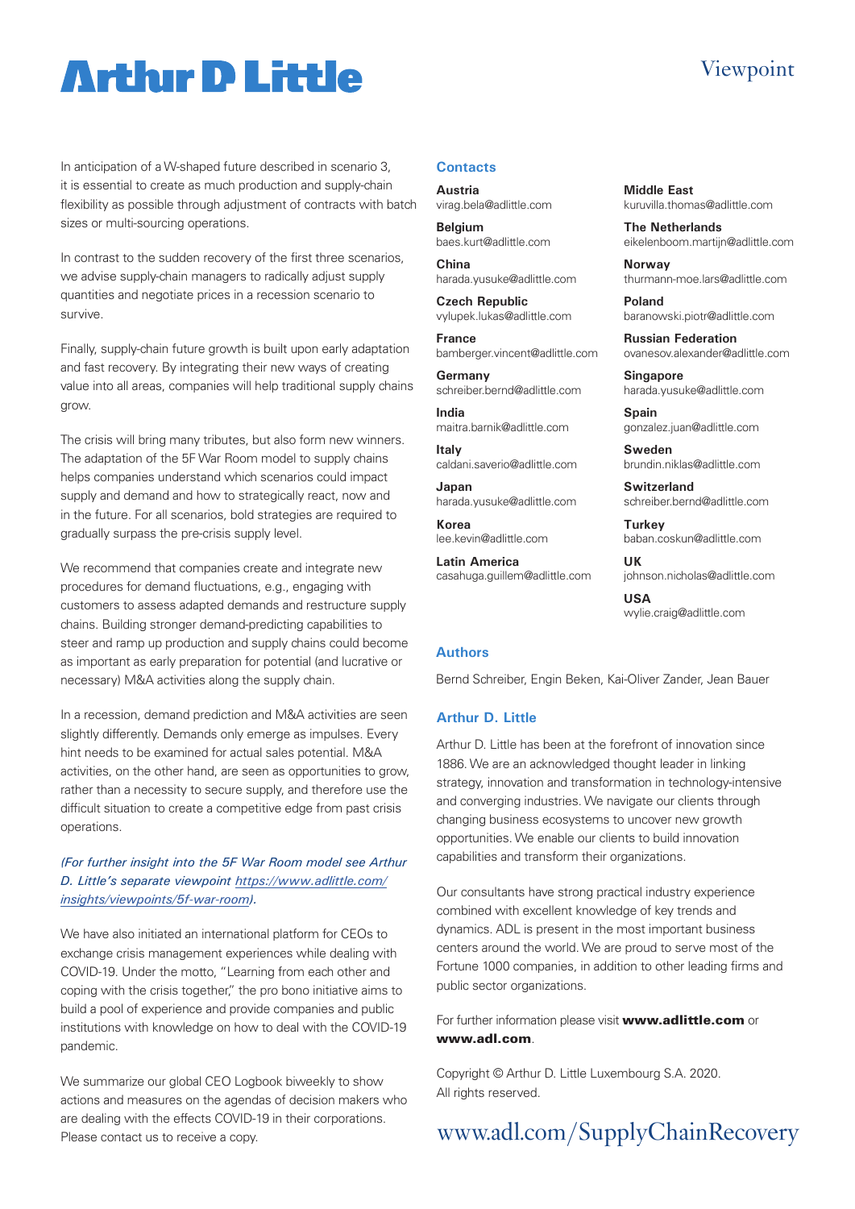In anticipation of a W-shaped future described in scenario 3, it is essential to create as much production and supply-chain flexibility as possible through adjustment of contracts with batch sizes or multi-sourcing operations.

In contrast to the sudden recovery of the first three scenarios, we advise supply-chain managers to radically adjust supply quantities and negotiate prices in a recession scenario to survive.

Finally, supply-chain future growth is built upon early adaptation and fast recovery. By integrating their new ways of creating value into all areas, companies will help traditional supply chains grow.

The crisis will bring many tributes, but also form new winners. The adaptation of the 5F War Room model to supply chains helps companies understand which scenarios could impact supply and demand and how to strategically react, now and in the future. For all scenarios, bold strategies are required to gradually surpass the pre-crisis supply level.

We recommend that companies create and integrate new procedures for demand fluctuations, e.g., engaging with customers to assess adapted demands and restructure supply chains. Building stronger demand-predicting capabilities to steer and ramp up production and supply chains could become as important as early preparation for potential (and lucrative or necessary) M&A activities along the supply chain.

In a recession, demand prediction and M&A activities are seen slightly differently. Demands only emerge as impulses. Every hint needs to be examined for actual sales potential. M&A activities, on the other hand, are seen as opportunities to grow, rather than a necessity to secure supply, and therefore use the difficult situation to create a competitive edge from past crisis operations.

*(For further insight into the 5F War Room model see Arthur D. Little's separate viewpoint https://www.adlittle.com/insights/viewpoints/5f-war-room).*

We have also initiated an international platform for CEOs to exchange crisis management experiences while dealing with COVID-19. Under the motto, "Learning from each other and coping with the crisis together," the pro bono initiative aims to build a pool of experience and provide companies and public institutions with knowledge on how to deal with the COVID-19 pandemic.

We summarize our global CEO Logbook biweekly to show actions and measures on the agendas of decision makers who are dealing with the effects COVID-19 in their corporations. Please contact us to receive a copy.

## Contacts

**Austria**
virag.bela@adlittle.com

**Belgium**
baes.kurt@adlittle.com

**China**
harada.yusuke@adlittle.com

**Czech Republic**
vylupek.lukas@adlittle.com

**France**
bamberger.vincent@adlittle.com

**Germany**
schreiber.bernd@adlittle.com

**India**
maitra.barnik@adlittle.com

**Italy**
caldani.saverio@adlittle.com

**Japan**
harada.yusuke@adlittle.com

**Korea**
lee.kevin@adlittle.com

**Latin America**
casahuga.guillem@adlittle.com

**Middle East**
kuruvilla.thomas@adlittle.com

**The Netherlands**
eikelenboom.martijn@adlittle.com

**Norway**
thurmann-moe.lars@adlittle.com

**Poland**
baranowski.piotr@adlittle.com

**Russian Federation**
ovanesov.alexander@adlittle.com

**Singapore**
harada.yusuke@adlittle.com

**Spain**
gonzalez.juan@adlittle.com

**Sweden**
brundin.niklas@adlittle.com

**Switzerland**
schreiber.bernd@adlittle.com

**Turkey**
baban.coskun@adlittle.com

**UK**
johnson.nicholas@adlittle.com

**USA**
wylie.craig@adlittle.com

## Authors

Bernd Schreiber, Engin Beken, Kai-Oliver Zander, Jean Bauer

## Arthur D. Little

Arthur D. Little has been at the forefront of innovation since 1886. We are an acknowledged thought leader in linking strategy, innovation and transformation in technology-intensive and converging industries. We navigate our clients through changing business ecosystems to uncover new growth opportunities. We enable our clients to build innovation capabilities and transform their organizations.

Our consultants have strong practical industry experience combined with excellent knowledge of key trends and dynamics. ADL is present in the most important business centers around the world. We are proud to serve most of the Fortune 1000 companies, in addition to other leading firms and public sector organizations.

For further information please visit **www.adlittle.com** or **www.adl.com**.

Copyright © Arthur D. Little Luxembourg S.A. 2020.
All rights reserved.

www.adl.com/SupplyChainRecovery